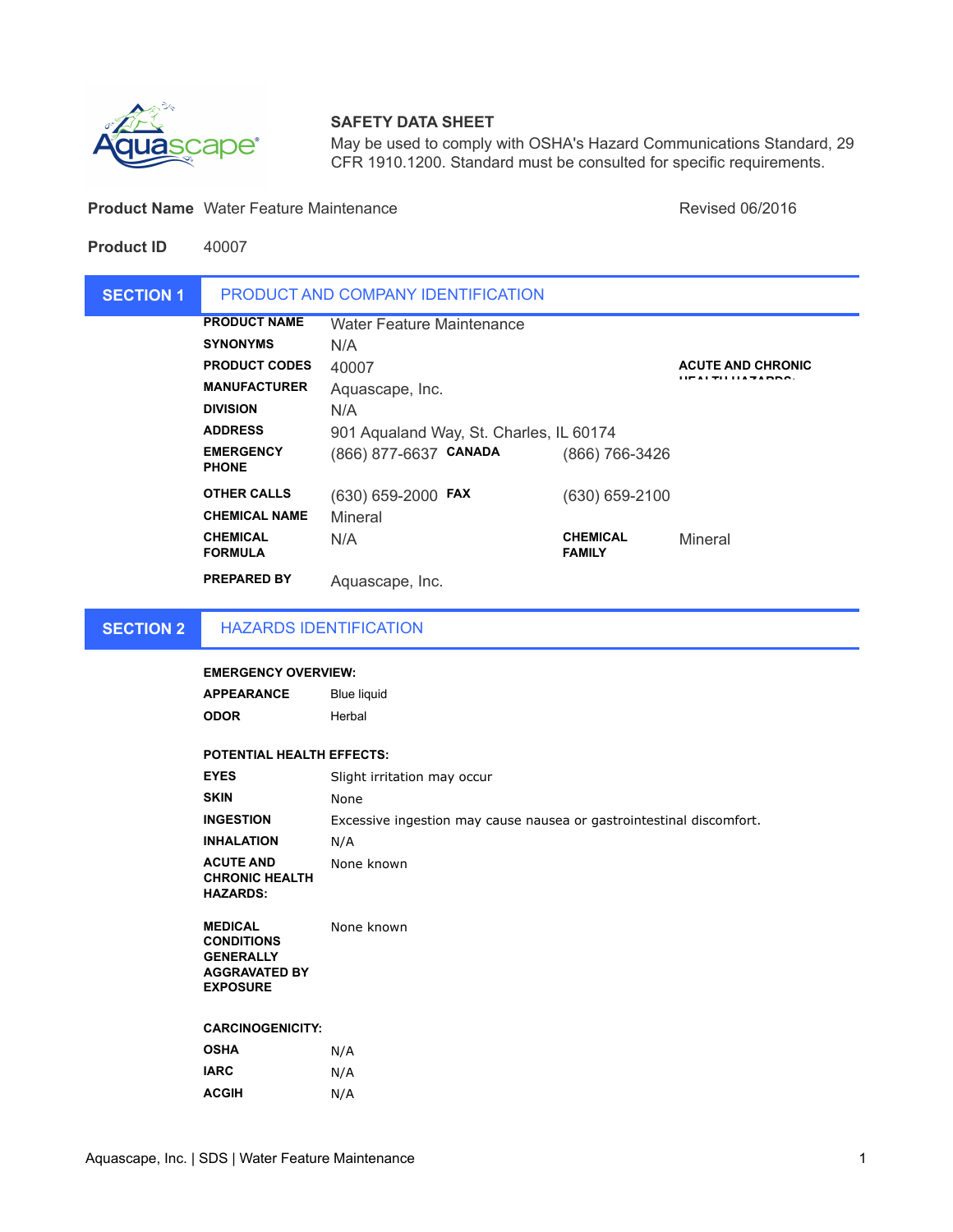# SAFETY DATA SHEET

May be used to comply with OSHA's Hazard Communications Standard, 29 CFR 1910.1200. Standard must be consulted for specific requirements.

**Product Name** Water Feature Maintenance

Revised 06/2016

**Product ID** 40007

## SECTION 1 PRODUCT AND COMPANY IDENTIFICATION

| | | | |
|---|---|---|---|
| **PRODUCT NAME** | Water Feature Maintenance | | |
| **SYNONYMS** | N/A | | |
| **PRODUCT CODES** | 40007 | | **ACUTE AND CHRONIC HEALTH HAZARDS:** |
| **MANUFACTURER** | Aquascape, Inc. | | |
| **DIVISION** | N/A | | |
| **ADDRESS** | 901 Aqualand Way, St. Charles, IL 60174 | | |
| **EMERGENCY PHONE** | (866) 877-6637 | **CANADA** | (866) 766-3426 |
| **OTHER CALLS** | (630) 659-2000 | **FAX** | (630) 659-2100 |
| **CHEMICAL NAME** | Mineral | | |
| **CHEMICAL FORMULA** | N/A | **CHEMICAL FAMILY** | Mineral |
| **PREPARED BY** | Aquascape, Inc. | | |

## SECTION 2 HAZARDS IDENTIFICATION

**EMERGENCY OVERVIEW:**

| | |
|---|---|
| **APPEARANCE** | Blue liquid |
| **ODOR** | Herbal |

**POTENTIAL HEALTH EFFECTS:**

| | |
|---|---|
| **EYES** | Slight irritation may occur |
| **SKIN** | None |
| **INGESTION** | Excessive ingestion may cause nausea or gastrointestinal discomfort. |
| **INHALATION** | N/A |
| **ACUTE AND CHRONIC HEALTH HAZARDS:** | None known |
| **MEDICAL CONDITIONS GENERALLY AGGRAVATED BY EXPOSURE** | None known |

**CARCINOGENICITY:**

| | |
|---|---|
| **OSHA** | N/A |
| **IARC** | N/A |
| **ACGIH** | N/A |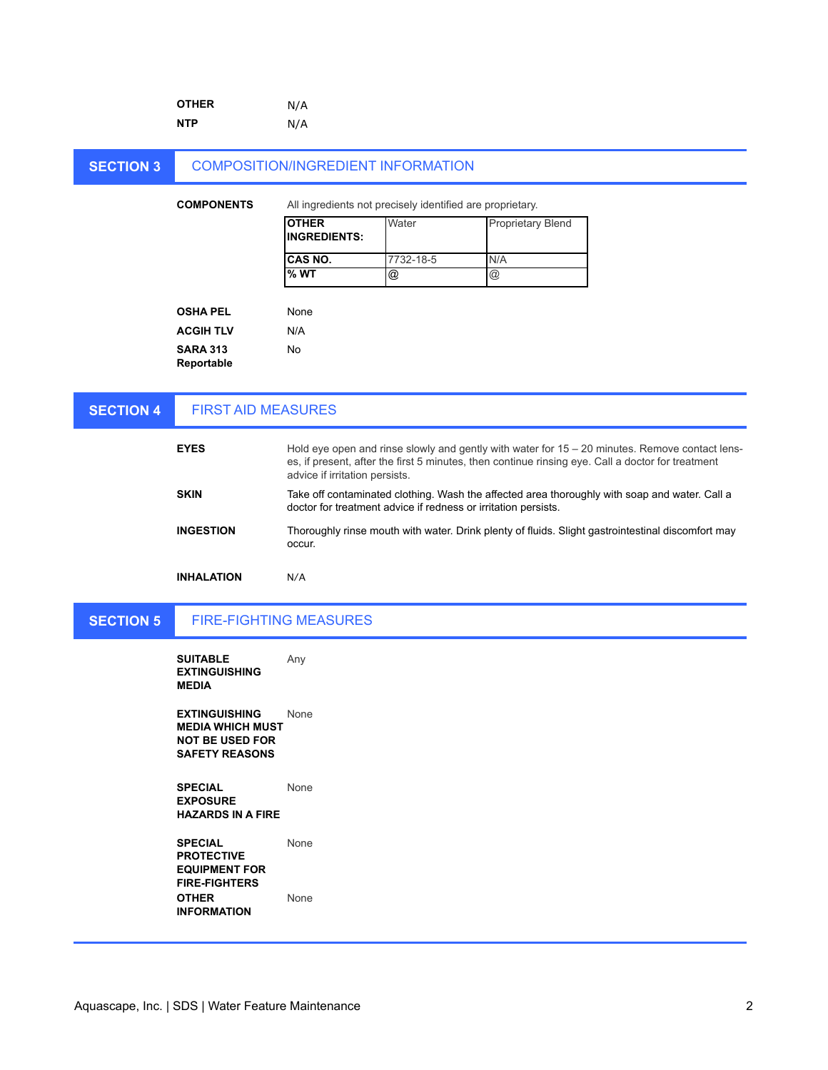**OTHER** N/A

**NTP** N/A

## SECTION 3 COMPOSITION/INGREDIENT INFORMATION

**COMPONENTS**

All ingredients not precisely identified are proprietary.

| **OTHER INGREDIENTS:** | Water | Proprietary Blend |
|---|---|---|
| **CAS NO.** | 7732-18-5 | N/A |
| **% WT** | @ | @ |

**OSHA PEL** None

**ACGIH TLV** N/A

**SARA 313 Reportable** No

## SECTION 4 FIRST AID MEASURES

**EYES**

Hold eye open and rinse slowly and gently with water for 15 – 20 minutes. Remove contact lenses, if present, after the first 5 minutes, then continue rinsing eye. Call a doctor for treatment advice if irritation persists.

**SKIN**

Take off contaminated clothing. Wash the affected area thoroughly with soap and water. Call a doctor for treatment advice if redness or irritation persists.

**INGESTION**

Thoroughly rinse mouth with water. Drink plenty of fluids. Slight gastrointestinal discomfort may occur.

**INHALATION** N/A

## SECTION 5 FIRE-FIGHTING MEASURES

**SUITABLE EXTINGUISHING MEDIA** Any

**EXTINGUISHING MEDIA WHICH MUST NOT BE USED FOR SAFETY REASONS** None

**SPECIAL EXPOSURE HAZARDS IN A FIRE** None

**SPECIAL PROTECTIVE EQUIPMENT FOR FIRE-FIGHTERS** None

**OTHER INFORMATION** None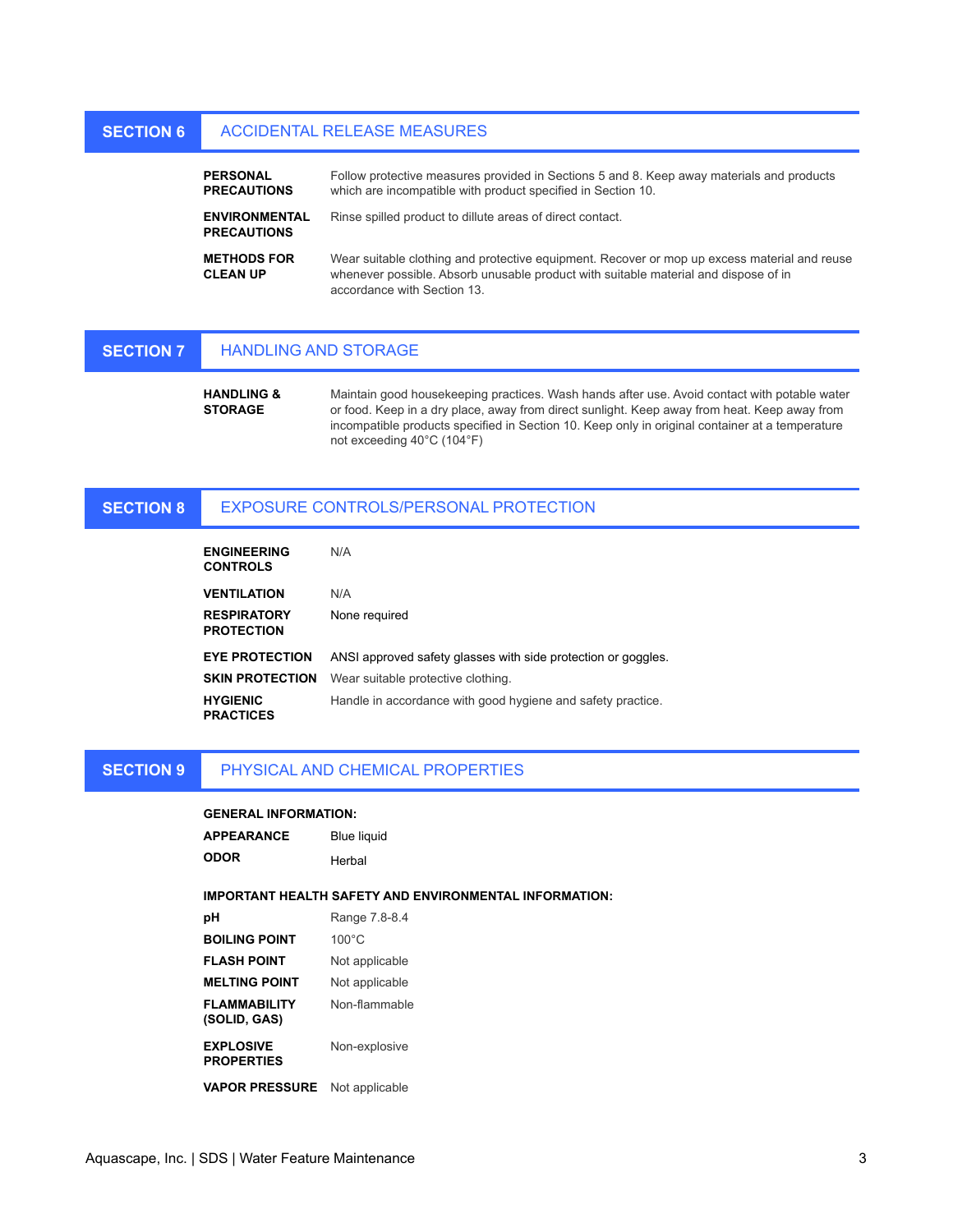## SECTION 6 ACCIDENTAL RELEASE MEASURES

| | |
|---|---|
| **PERSONAL PRECAUTIONS** | Follow protective measures provided in Sections 5 and 8. Keep away materials and products which are incompatible with product specified in Section 10. |
| **ENVIRONMENTAL PRECAUTIONS** | Rinse spilled product to dillute areas of direct contact. |
| **METHODS FOR CLEAN UP** | Wear suitable clothing and protective equipment. Recover or mop up excess material and reuse whenever possible. Absorb unusable product with suitable material and dispose of in accordance with Section 13. |

## SECTION 7 HANDLING AND STORAGE

| | |
|---|---|
| **HANDLING & STORAGE** | Maintain good housekeeping practices. Wash hands after use. Avoid contact with potable water or food. Keep in a dry place, away from direct sunlight. Keep away from heat. Keep away from incompatible products specified in Section 10. Keep only in original container at a temperature not exceeding 40°C (104°F) |

## SECTION 8 EXPOSURE CONTROLS/PERSONAL PROTECTION

| | |
|---|---|
| **ENGINEERING CONTROLS** | N/A |
| **VENTILATION** | N/A |
| **RESPIRATORY PROTECTION** | None required |
| **EYE PROTECTION** | ANSI approved safety glasses with side protection or goggles. |
| **SKIN PROTECTION** | Wear suitable protective clothing. |
| **HYGIENIC PRACTICES** | Handle in accordance with good hygiene and safety practice. |

## SECTION 9 PHYSICAL AND CHEMICAL PROPERTIES

**GENERAL INFORMATION:**

| | |
|---|---|
| **APPEARANCE** | Blue liquid |
| **ODOR** | Herbal |

**IMPORTANT HEALTH SAFETY AND ENVIRONMENTAL INFORMATION:**

| | |
|---|---|
| **pH** | Range 7.8-8.4 |
| **BOILING POINT** | 100°C |
| **FLASH POINT** | Not applicable |
| **MELTING POINT** | Not applicable |
| **FLAMMABILITY (SOLID, GAS)** | Non-flammable |
| **EXPLOSIVE PROPERTIES** | Non-explosive |
| **VAPOR PRESSURE** | Not applicable |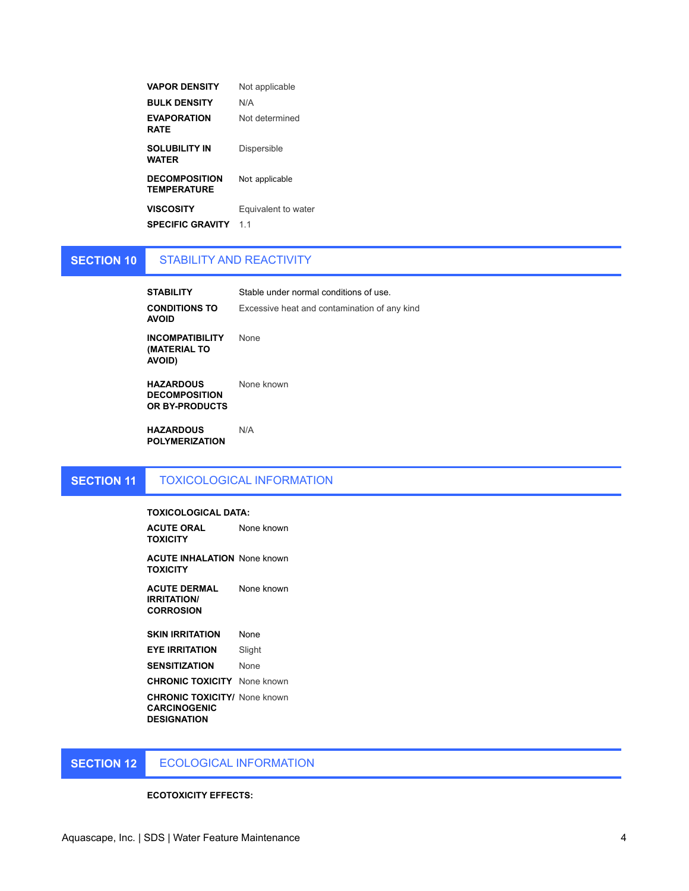| | |
|---|---|
| **VAPOR DENSITY** | Not applicable |
| **BULK DENSITY** | N/A |
| **EVAPORATION RATE** | Not determined |
| **SOLUBILITY IN WATER** | Dispersible |
| **DECOMPOSITION TEMPERATURE** | Not applicable |
| **VISCOSITY** | Equivalent to water |
| **SPECIFIC GRAVITY** | 1.1 |

## SECTION 10 STABILITY AND REACTIVITY

| | |
|---|---|
| **STABILITY** | Stable under normal conditions of use. |
| **CONDITIONS TO AVOID** | Excessive heat and contamination of any kind |
| **INCOMPATIBILITY (MATERIAL TO AVOID)** | None |
| **HAZARDOUS DECOMPOSITION OR BY-PRODUCTS** | None known |
| **HAZARDOUS POLYMERIZATION** | N/A |

## SECTION 11 TOXICOLOGICAL INFORMATION

**TOXICOLOGICAL DATA:**

| | |
|---|---|
| **ACUTE ORAL TOXICITY** | None known |
| **ACUTE INHALATION TOXICITY** | None known |
| **ACUTE DERMAL IRRITATION/ CORROSION** | None known |
| **SKIN IRRITATION** | None |
| **EYE IRRITATION** | Slight |
| **SENSITIZATION** | None |
| **CHRONIC TOXICITY** | None known |
| **CHRONIC TOXICITY/ CARCINOGENIC DESIGNATION** | None known |

## SECTION 12 ECOLOGICAL INFORMATION

**ECOTOXICITY EFFECTS:**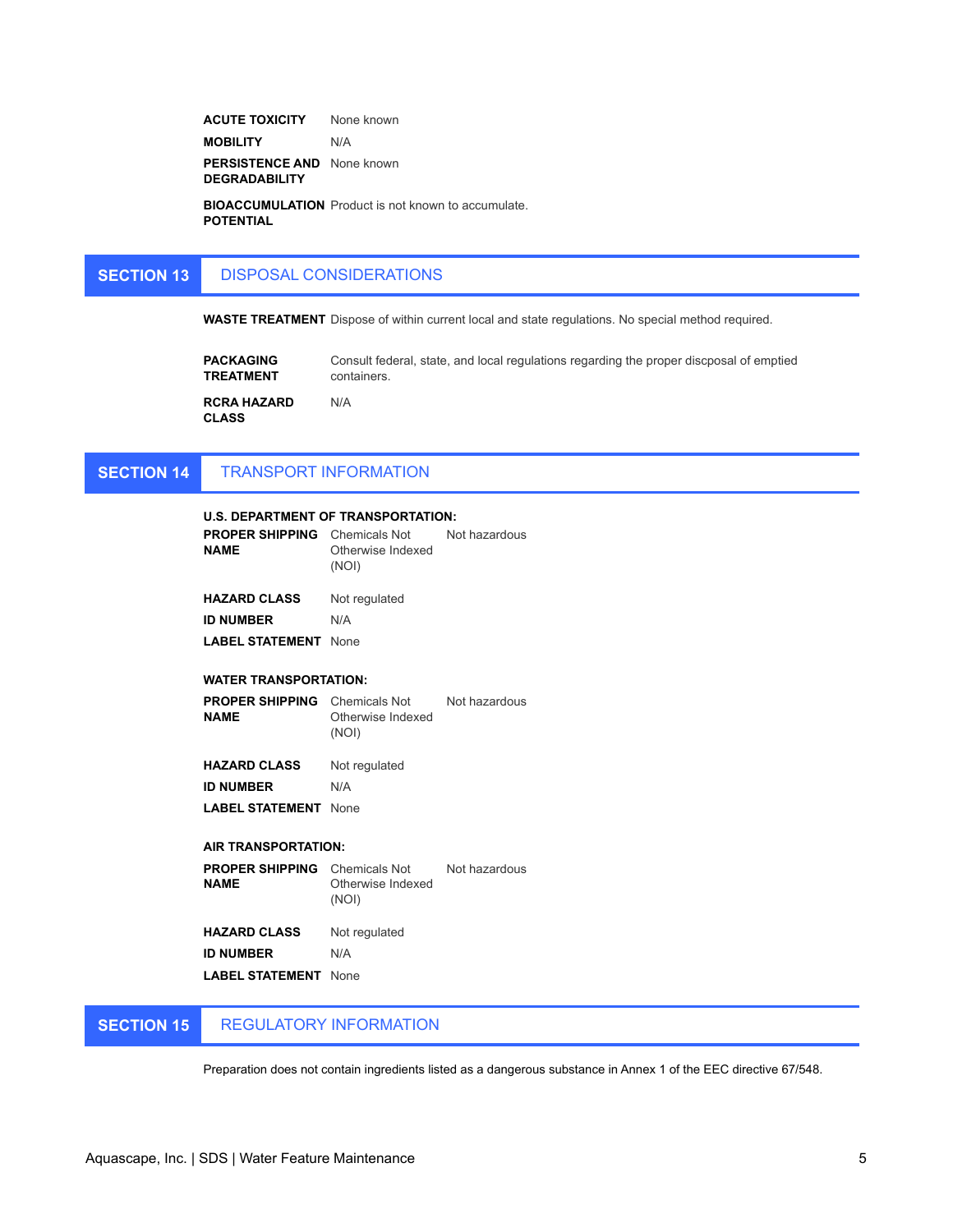**ACUTE TOXICITY** None known

**MOBILITY** N/A

**PERSISTENCE AND DEGRADABILITY** None known

**BIOACCUMULATION POTENTIAL** Product is not known to accumulate.

## SECTION 13 DISPOSAL CONSIDERATIONS

**WASTE TREATMENT** Dispose of within current local and state regulations. No special method required.

**PACKAGING TREATMENT** Consult federal, state, and local regulations regarding the proper discpodal of emptied containers.

**RCRA HAZARD CLASS** N/A

## SECTION 14 TRANSPORT INFORMATION

**U.S. DEPARTMENT OF TRANSPORTATION:**

| | | |
|---|---|---|
| **PROPER SHIPPING NAME** | Chemicals Not Otherwise Indexed (NOI) | Not hazardous |
| **HAZARD CLASS** | Not regulated | |
| **ID NUMBER** | N/A | |
| **LABEL STATEMENT** | None | |

**WATER TRANSPORTATION:**

| | | |
|---|---|---|
| **PROPER SHIPPING NAME** | Chemicals Not Otherwise Indexed (NOI) | Not hazardous |
| **HAZARD CLASS** | Not regulated | |
| **ID NUMBER** | N/A | |
| **LABEL STATEMENT** | None | |

**AIR TRANSPORTATION:**

| | | |
|---|---|---|
| **PROPER SHIPPING NAME** | Chemicals Not Otherwise Indexed (NOI) | Not hazardous |
| **HAZARD CLASS** | Not regulated | |
| **ID NUMBER** | N/A | |
| **LABEL STATEMENT** | None | |

## SECTION 15 REGULATORY INFORMATION

Preparation does not contain ingredients listed as a dangerous substance in Annex 1 of the EEC directive 67/548.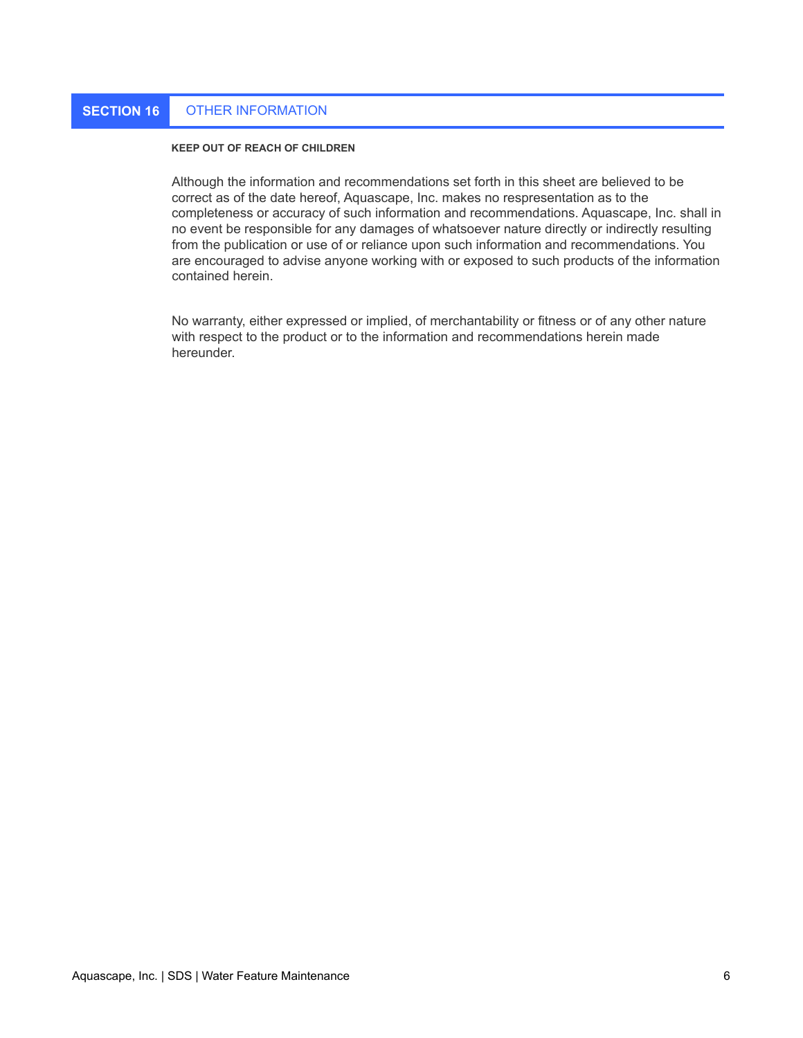## SECTION 16 OTHER INFORMATION

**KEEP OUT OF REACH OF CHILDREN**

Although the information and recommendations set forth in this sheet are believed to be correct as of the date hereof, Aquascape, Inc. makes no respresentation as to the completeness or accuracy of such information and recommendations. Aquascape, Inc. shall in no event be responsible for any damages of whatsoever nature directly or indirectly resulting from the publication or use of or reliance upon such information and recommendations. You are encouraged to advise anyone working with or exposed to such products of the information contained herein.

No warranty, either expressed or implied, of merchantability or fitness or of any other nature with respect to the product or to the information and recommendations herein made hereunder.